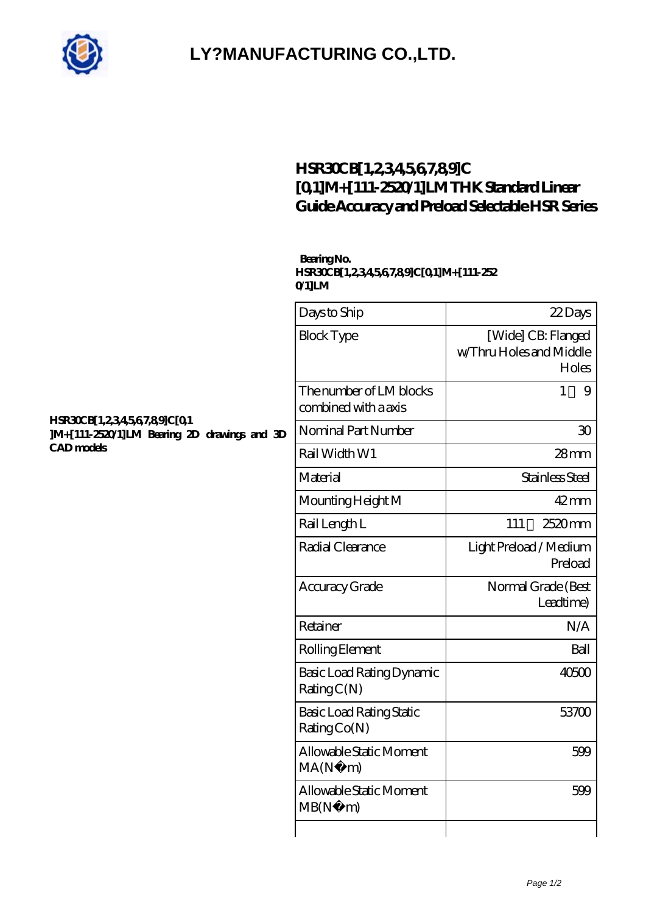# LY?MANUFACTURING CO.,LTD.

## HSR30CB[1,2,3,4,5,6,7,8,9]C[0,1]M+[111-2520/1]LM THK Standard Linear Guide Accuracy and Preload Selectable HSR Series

**HSR30CB[1,2,3,4,5,6,7,8,9]C[0,1]M+[111-2520/1]LM Bearing 2D drawings and 3D CAD models**

**Bearing No. HSR30CB[1,2,3,4,5,6,7,8,9]C[0,1]M+[111-2520/1]LM**

| | |
|---|---|
| Days to Ship | 22 Days |
| Block Type | [Wide] CB: Flanged w/Thru Holes and Middle Holes |
| The number of LM blocks combined with a axis | 1～9 |
| Nominal Part Number | 30 |
| Rail Width W1 | 28 mm |
| Material | Stainless Steel |
| Mounting Height M | 42 mm |
| Rail Length L | 111～2520 mm |
| Radial Clearance | Light Preload / Medium Preload |
| Accuracy Grade | Normal Grade (Best Leadtime) |
| Retainer | N/A |
| Rolling Element | Ball |
| Basic Load Rating Dynamic Rating C(N) | 40500 |
| Basic Load Rating Static Rating Co(N) | 53700 |
| Allowable Static Moment MA(N・m) | 599 |
| Allowable Static Moment MB(N・m) | 599 |
| | |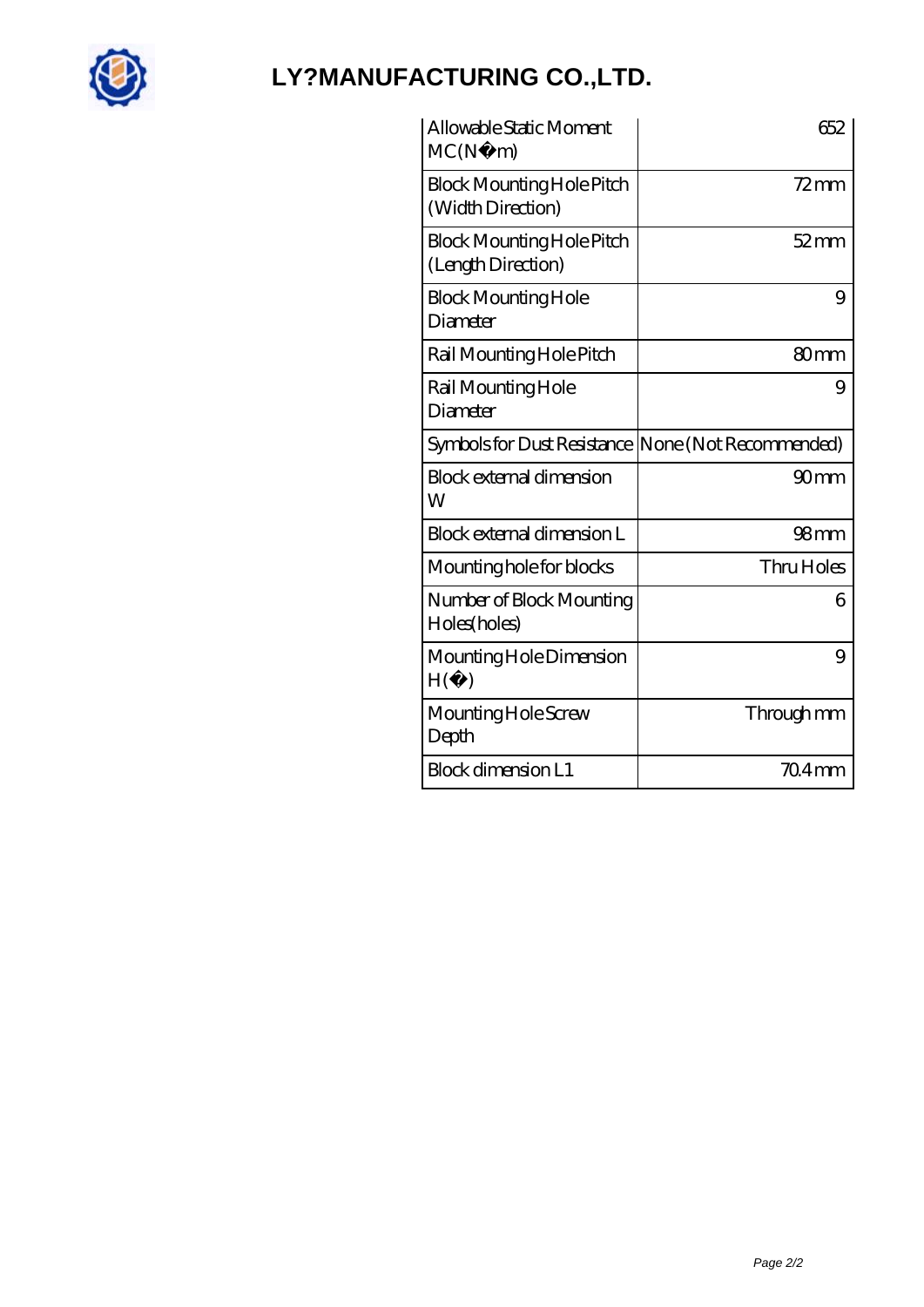| | |
|---|---|
| Allowable Static Moment MC(N�m) | 652 |
| Block Mounting Hole Pitch (Width Direction) | 72 mm |
| Block Mounting Hole Pitch (Length Direction) | 52 mm |
| Block Mounting Hole Diameter | 9 |
| Rail Mounting Hole Pitch | 80 mm |
| Rail Mounting Hole Diameter | 9 |
| Symbols for Dust Resistance | None (Not Recommended) |
| Block external dimension W | 90 mm |
| Block external dimension L | 98 mm |
| Mounting hole for blocks | Thru Holes |
| Number of Block Mounting Holes(holes) | 6 |
| Mounting Hole Dimension H(�) | 9 |
| Mounting Hole Screw Depth | Through mm |
| Block dimension L1 | 70.4 mm |